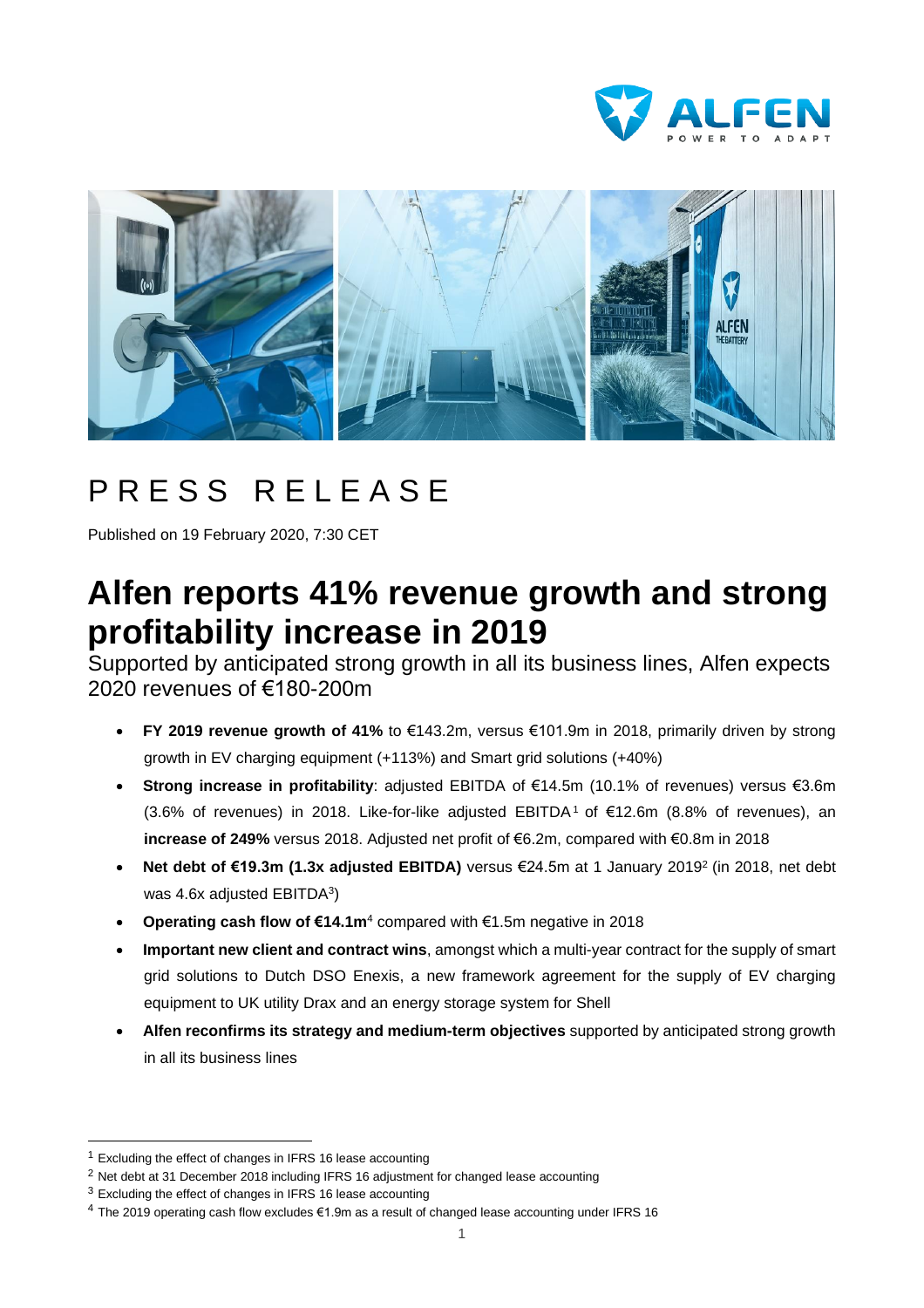# PRESS RELEASE

Published on 19 February 2020, 7:30 CET

# Alfen reports 41% revenue growth and strong profitability increase in 2019

Supported by anticipated strong growth in all its business lines, Alfen expects 2020 revenues of €180-200m

- **FY 2019 revenue growth of 41%** to €143.2m, versus €101.9m in 2018, primarily driven by strong growth in EV charging equipment (+113%) and Smart grid solutions (+40%)
- **Strong increase in profitability**: adjusted EBITDA of €14.5m (10.1% of revenues) versus €3.6m (3.6% of revenues) in 2018. Like-for-like adjusted EBITDA[1] of €12.6m (8.8% of revenues), an **increase of 249%** versus 2018. Adjusted net profit of €6.2m, compared with €0.8m in 2018
- **Net debt of €19.3m (1.3x adjusted EBITDA)** versus €24.5m at 1 January 2019[2] (in 2018, net debt was 4.6x adjusted EBITDA[3])
- **Operating cash flow of €14.1m**[4] compared with €1.5m negative in 2018
- **Important new client and contract wins**, amongst which a multi-year contract for the supply of smart grid solutions to Dutch DSO Enexis, a new framework agreement for the supply of EV charging equipment to UK utility Drax and an energy storage system for Shell
- **Alfen reconfirms its strategy and medium-term objectives** supported by anticipated strong growth in all its business lines

[1] Excluding the effect of changes in IFRS 16 lease accounting

[2] Net debt at 31 December 2018 including IFRS 16 adjustment for changed lease accounting

[3] Excluding the effect of changes in IFRS 16 lease accounting

[4] The 2019 operating cash flow excludes €1.9m as a result of changed lease accounting under IFRS 16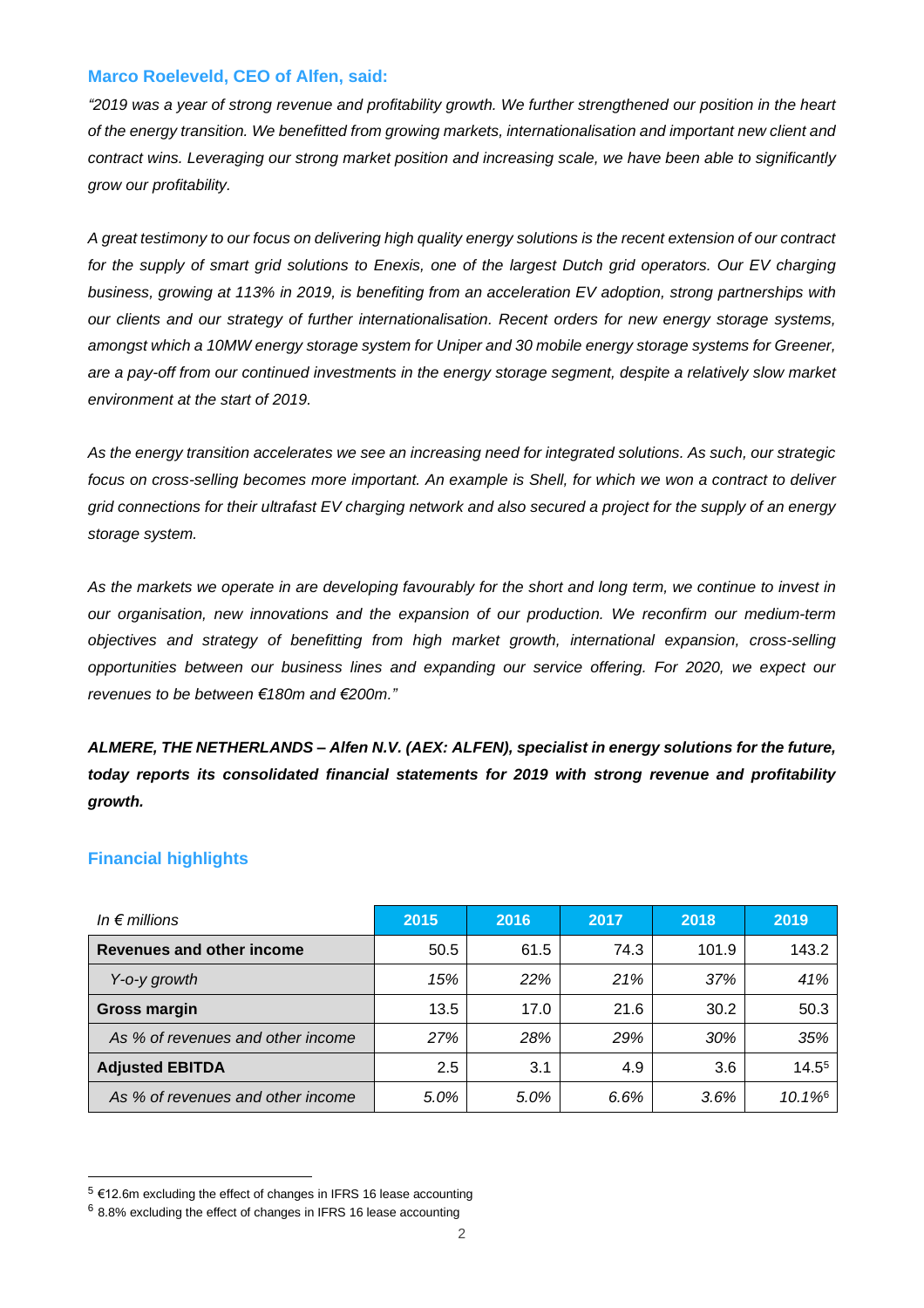## Marco Roeleveld, CEO of Alfen, said:

*"2019 was a year of strong revenue and profitability growth. We further strengthened our position in the heart of the energy transition. We benefitted from growing markets, internationalisation and important new client and contract wins. Leveraging our strong market position and increasing scale, we have been able to significantly grow our profitability.*

*A great testimony to our focus on delivering high quality energy solutions is the recent extension of our contract for the supply of smart grid solutions to Enexis, one of the largest Dutch grid operators. Our EV charging business, growing at 113% in 2019, is benefiting from an acceleration EV adoption, strong partnerships with our clients and our strategy of further internationalisation. Recent orders for new energy storage systems, amongst which a 10MW energy storage system for Uniper and 30 mobile energy storage systems for Greener, are a pay-off from our continued investments in the energy storage segment, despite a relatively slow market environment at the start of 2019.*

*As the energy transition accelerates we see an increasing need for integrated solutions. As such, our strategic focus on cross-selling becomes more important. An example is Shell, for which we won a contract to deliver grid connections for their ultrafast EV charging network and also secured a project for the supply of an energy storage system.*

*As the markets we operate in are developing favourably for the short and long term, we continue to invest in our organisation, new innovations and the expansion of our production. We reconfirm our medium-term objectives and strategy of benefitting from high market growth, international expansion, cross-selling opportunities between our business lines and expanding our service offering. For 2020, we expect our revenues to be between €180m and €200m."*

***ALMERE, THE NETHERLANDS – Alfen N.V. (AEX: ALFEN), specialist in energy solutions for the future, today reports its consolidated financial statements for 2019 with strong revenue and profitability growth.***

## Financial highlights

| *In € millions* | 2015 | 2016 | 2017 | 2018 | 2019 |
|---|---|---|---|---|---|
| **Revenues and other income** | 50.5 | 61.5 | 74.3 | 101.9 | 143.2 |
| *Y-o-y growth* | *15%* | *22%* | *21%* | *37%* | *41%* |
| **Gross margin** | 13.5 | 17.0 | 21.6 | 30.2 | 50.3 |
| *As % of revenues and other income* | *27%* | *28%* | *29%* | *30%* | *35%* |
| **Adjusted EBITDA** | 2.5 | 3.1 | 4.9 | 3.6 | 14.5[5] |
| *As % of revenues and other income* | *5.0%* | *5.0%* | *6.6%* | *3.6%* | *10.1%*[6] |

[5] €12.6m excluding the effect of changes in IFRS 16 lease accounting

[6] 8.8% excluding the effect of changes in IFRS 16 lease accounting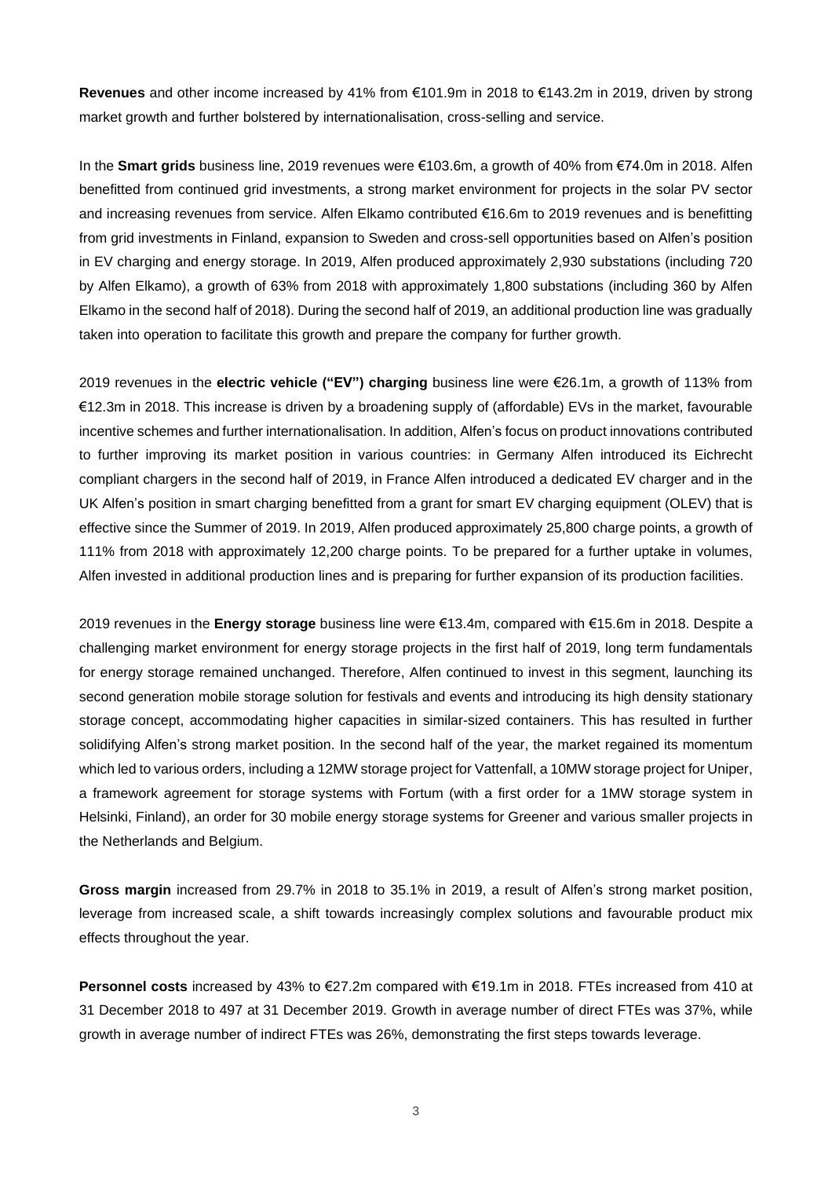**Revenues** and other income increased by 41% from €101.9m in 2018 to €143.2m in 2019, driven by strong market growth and further bolstered by internationalisation, cross-selling and service.

In the **Smart grids** business line, 2019 revenues were €103.6m, a growth of 40% from €74.0m in 2018. Alfen benefitted from continued grid investments, a strong market environment for projects in the solar PV sector and increasing revenues from service. Alfen Elkamo contributed €16.6m to 2019 revenues and is benefitting from grid investments in Finland, expansion to Sweden and cross-sell opportunities based on Alfen's position in EV charging and energy storage. In 2019, Alfen produced approximately 2,930 substations (including 720 by Alfen Elkamo), a growth of 63% from 2018 with approximately 1,800 substations (including 360 by Alfen Elkamo in the second half of 2018). During the second half of 2019, an additional production line was gradually taken into operation to facilitate this growth and prepare the company for further growth.

2019 revenues in the **electric vehicle ("EV") charging** business line were €26.1m, a growth of 113% from €12.3m in 2018. This increase is driven by a broadening supply of (affordable) EVs in the market, favourable incentive schemes and further internationalisation. In addition, Alfen's focus on product innovations contributed to further improving its market position in various countries: in Germany Alfen introduced its Eichrecht compliant chargers in the second half of 2019, in France Alfen introduced a dedicated EV charger and in the UK Alfen's position in smart charging benefitted from a grant for smart EV charging equipment (OLEV) that is effective since the Summer of 2019. In 2019, Alfen produced approximately 25,800 charge points, a growth of 111% from 2018 with approximately 12,200 charge points. To be prepared for a further uptake in volumes, Alfen invested in additional production lines and is preparing for further expansion of its production facilities.

2019 revenues in the **Energy storage** business line were €13.4m, compared with €15.6m in 2018. Despite a challenging market environment for energy storage projects in the first half of 2019, long term fundamentals for energy storage remained unchanged. Therefore, Alfen continued to invest in this segment, launching its second generation mobile storage solution for festivals and events and introducing its high density stationary storage concept, accommodating higher capacities in similar-sized containers. This has resulted in further solidifying Alfen's strong market position. In the second half of the year, the market regained its momentum which led to various orders, including a 12MW storage project for Vattenfall, a 10MW storage project for Uniper, a framework agreement for storage systems with Fortum (with a first order for a 1MW storage system in Helsinki, Finland), an order for 30 mobile energy storage systems for Greener and various smaller projects in the Netherlands and Belgium.

**Gross margin** increased from 29.7% in 2018 to 35.1% in 2019, a result of Alfen's strong market position, leverage from increased scale, a shift towards increasingly complex solutions and favourable product mix effects throughout the year.

**Personnel costs** increased by 43% to €27.2m compared with €19.1m in 2018. FTEs increased from 410 at 31 December 2018 to 497 at 31 December 2019. Growth in average number of direct FTEs was 37%, while growth in average number of indirect FTEs was 26%, demonstrating the first steps towards leverage.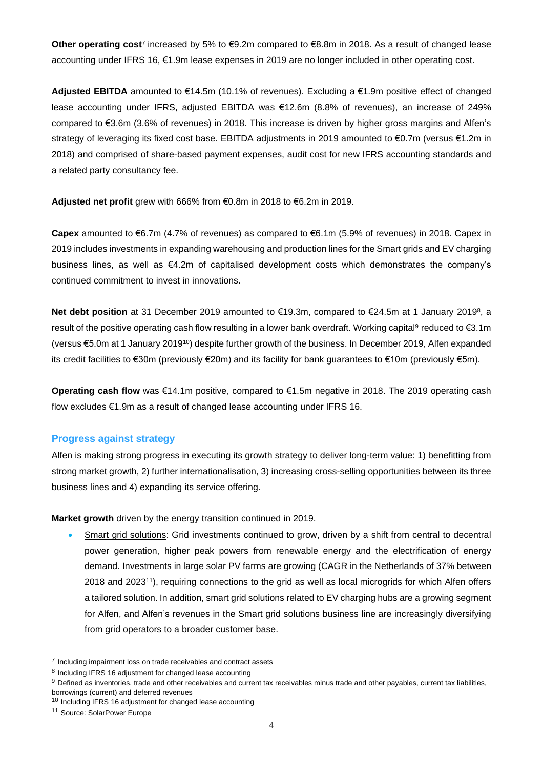**Other operating cost**[7] increased by 5% to €9.2m compared to €8.8m in 2018. As a result of changed lease accounting under IFRS 16, €1.9m lease expenses in 2019 are no longer included in other operating cost.

**Adjusted EBITDA** amounted to €14.5m (10.1% of revenues). Excluding a €1.9m positive effect of changed lease accounting under IFRS, adjusted EBITDA was €12.6m (8.8% of revenues), an increase of 249% compared to €3.6m (3.6% of revenues) in 2018. This increase is driven by higher gross margins and Alfen's strategy of leveraging its fixed cost base. EBITDA adjustments in 2019 amounted to €0.7m (versus €1.2m in 2018) and comprised of share-based payment expenses, audit cost for new IFRS accounting standards and a related party consultancy fee.

**Adjusted net profit** grew with 666% from €0.8m in 2018 to €6.2m in 2019.

**Capex** amounted to €6.7m (4.7% of revenues) as compared to €6.1m (5.9% of revenues) in 2018. Capex in 2019 includes investments in expanding warehousing and production lines for the Smart grids and EV charging business lines, as well as €4.2m of capitalised development costs which demonstrates the company's continued commitment to invest in innovations.

**Net debt position** at 31 December 2019 amounted to €19.3m, compared to €24.5m at 1 January 2019[8], a result of the positive operating cash flow resulting in a lower bank overdraft. Working capital[9] reduced to €3.1m (versus €5.0m at 1 January 2019[10]) despite further growth of the business. In December 2019, Alfen expanded its credit facilities to €30m (previously €20m) and its facility for bank guarantees to €10m (previously €5m).

**Operating cash flow** was €14.1m positive, compared to €1.5m negative in 2018. The 2019 operating cash flow excludes €1.9m as a result of changed lease accounting under IFRS 16.

## Progress against strategy

Alfen is making strong progress in executing its growth strategy to deliver long-term value: 1) benefitting from strong market growth, 2) further internationalisation, 3) increasing cross-selling opportunities between its three business lines and 4) expanding its service offering.

**Market growth** driven by the energy transition continued in 2019.

- Smart grid solutions: Grid investments continued to grow, driven by a shift from central to decentral power generation, higher peak powers from renewable energy and the electrification of energy demand. Investments in large solar PV farms are growing (CAGR in the Netherlands of 37% between 2018 and 2023[11]), requiring connections to the grid as well as local microgrids for which Alfen offers a tailored solution. In addition, smart grid solutions related to EV charging hubs are a growing segment for Alfen, and Alfen's revenues in the Smart grid solutions business line are increasingly diversifying from grid operators to a broader customer base.

[7] Including impairment loss on trade receivables and contract assets

[8] Including IFRS 16 adjustment for changed lease accounting

[9] Defined as inventories, trade and other receivables and current tax receivables minus trade and other payables, current tax liabilities, borrowings (current) and deferred revenues

[10] Including IFRS 16 adjustment for changed lease accounting

[11] Source: SolarPower Europe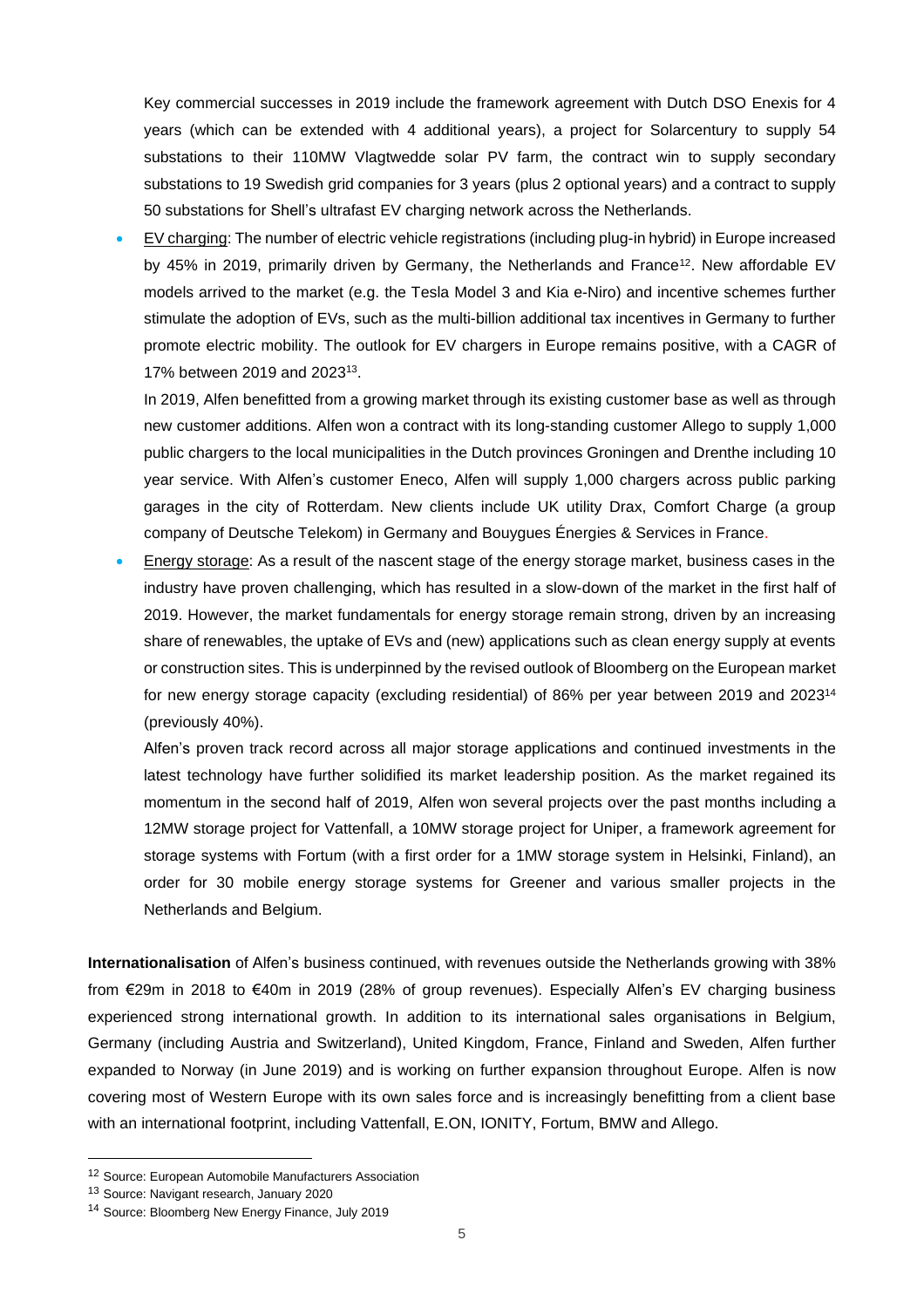Key commercial successes in 2019 include the framework agreement with Dutch DSO Enexis for 4 years (which can be extended with 4 additional years), a project for Solarcentury to supply 54 substations to their 110MW Vlagtwedde solar PV farm, the contract win to supply secondary substations to 19 Swedish grid companies for 3 years (plus 2 optional years) and a contract to supply 50 substations for Shell's ultrafast EV charging network across the Netherlands.

- EV charging: The number of electric vehicle registrations (including plug-in hybrid) in Europe increased by 45% in 2019, primarily driven by Germany, the Netherlands and France[12]. New affordable EV models arrived to the market (e.g. the Tesla Model 3 and Kia e-Niro) and incentive schemes further stimulate the adoption of EVs, such as the multi-billion additional tax incentives in Germany to further promote electric mobility. The outlook for EV chargers in Europe remains positive, with a CAGR of 17% between 2019 and 2023[13].

  In 2019, Alfen benefitted from a growing market through its existing customer base as well as through new customer additions. Alfen won a contract with its long-standing customer Allego to supply 1,000 public chargers to the local municipalities in the Dutch provinces Groningen and Drenthe including 10 year service. With Alfen's customer Eneco, Alfen will supply 1,000 chargers across public parking garages in the city of Rotterdam. New clients include UK utility Drax, Comfort Charge (a group company of Deutsche Telekom) in Germany and Bouygues Énergies & Services in France.

- Energy storage: As a result of the nascent stage of the energy storage market, business cases in the industry have proven challenging, which has resulted in a slow-down of the market in the first half of 2019. However, the market fundamentals for energy storage remain strong, driven by an increasing share of renewables, the uptake of EVs and (new) applications such as clean energy supply at events or construction sites. This is underpinned by the revised outlook of Bloomberg on the European market for new energy storage capacity (excluding residential) of 86% per year between 2019 and 2023[14] (previously 40%).

  Alfen's proven track record across all major storage applications and continued investments in the latest technology have further solidified its market leadership position. As the market regained its momentum in the second half of 2019, Alfen won several projects over the past months including a 12MW storage project for Vattenfall, a 10MW storage project for Uniper, a framework agreement for storage systems with Fortum (with a first order for a 1MW storage system in Helsinki, Finland), an order for 30 mobile energy storage systems for Greener and various smaller projects in the Netherlands and Belgium.

**Internationalisation** of Alfen's business continued, with revenues outside the Netherlands growing with 38% from €29m in 2018 to €40m in 2019 (28% of group revenues). Especially Alfen's EV charging business experienced strong international growth. In addition to its international sales organisations in Belgium, Germany (including Austria and Switzerland), United Kingdom, France, Finland and Sweden, Alfen further expanded to Norway (in June 2019) and is working on further expansion throughout Europe. Alfen is now covering most of Western Europe with its own sales force and is increasingly benefitting from a client base with an international footprint, including Vattenfall, E.ON, IONITY, Fortum, BMW and Allego.

[12] Source: European Automobile Manufacturers Association

[13] Source: Navigant research, January 2020

[14] Source: Bloomberg New Energy Finance, July 2019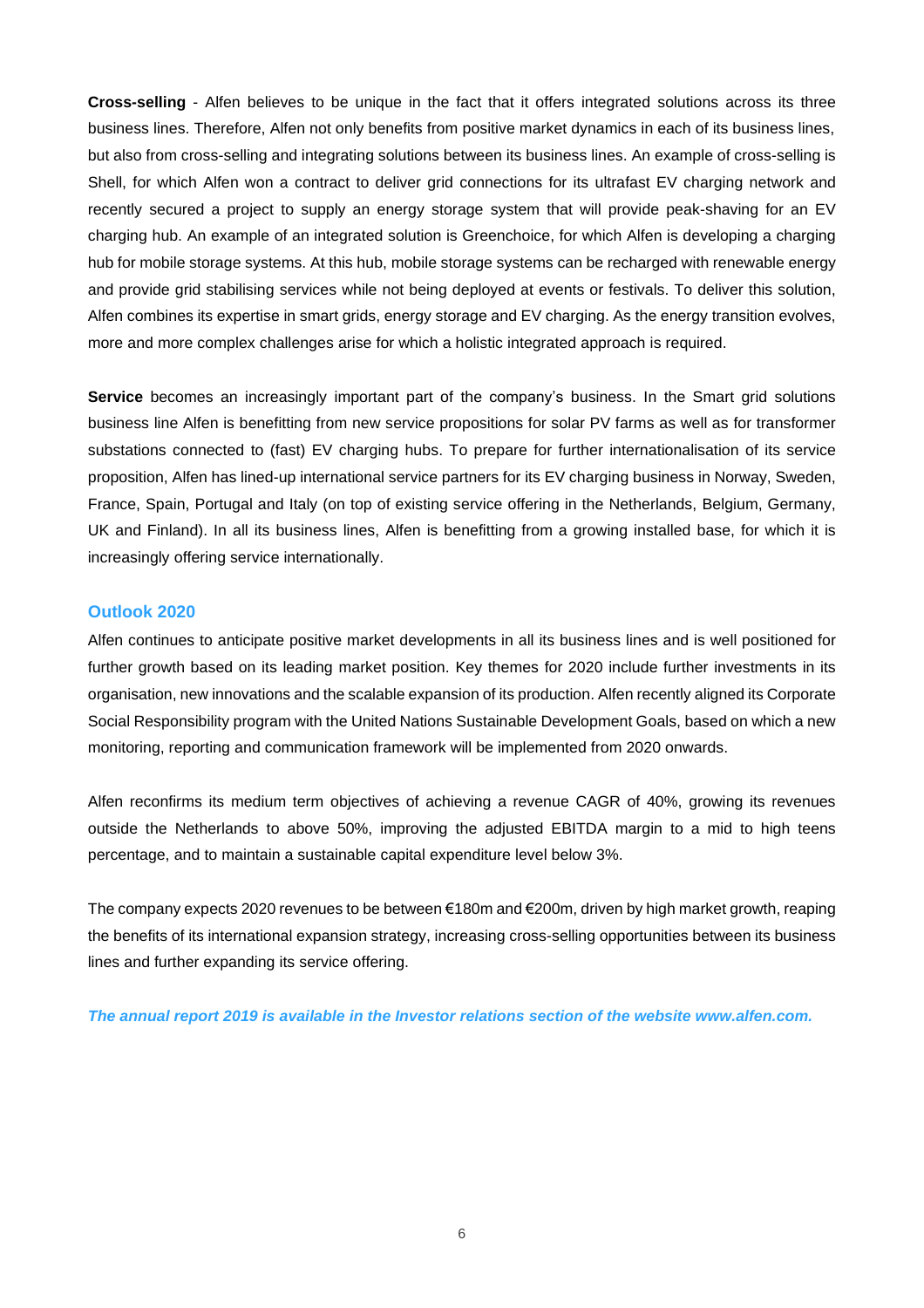**Cross-selling** - Alfen believes to be unique in the fact that it offers integrated solutions across its three business lines. Therefore, Alfen not only benefits from positive market dynamics in each of its business lines, but also from cross-selling and integrating solutions between its business lines. An example of cross-selling is Shell, for which Alfen won a contract to deliver grid connections for its ultrafast EV charging network and recently secured a project to supply an energy storage system that will provide peak-shaving for an EV charging hub. An example of an integrated solution is Greenchoice, for which Alfen is developing a charging hub for mobile storage systems. At this hub, mobile storage systems can be recharged with renewable energy and provide grid stabilising services while not being deployed at events or festivals. To deliver this solution, Alfen combines its expertise in smart grids, energy storage and EV charging. As the energy transition evolves, more and more complex challenges arise for which a holistic integrated approach is required.

**Service** becomes an increasingly important part of the company's business. In the Smart grid solutions business line Alfen is benefitting from new service propositions for solar PV farms as well as for transformer substations connected to (fast) EV charging hubs. To prepare for further internationalisation of its service proposition, Alfen has lined-up international service partners for its EV charging business in Norway, Sweden, France, Spain, Portugal and Italy (on top of existing service offering in the Netherlands, Belgium, Germany, UK and Finland). In all its business lines, Alfen is benefitting from a growing installed base, for which it is increasingly offering service internationally.

## Outlook 2020

Alfen continues to anticipate positive market developments in all its business lines and is well positioned for further growth based on its leading market position. Key themes for 2020 include further investments in its organisation, new innovations and the scalable expansion of its production. Alfen recently aligned its Corporate Social Responsibility program with the United Nations Sustainable Development Goals, based on which a new monitoring, reporting and communication framework will be implemented from 2020 onwards.

Alfen reconfirms its medium term objectives of achieving a revenue CAGR of 40%, growing its revenues outside the Netherlands to above 50%, improving the adjusted EBITDA margin to a mid to high teens percentage, and to maintain a sustainable capital expenditure level below 3%.

The company expects 2020 revenues to be between €180m and €200m, driven by high market growth, reaping the benefits of its international expansion strategy, increasing cross-selling opportunities between its business lines and further expanding its service offering.

***The annual report 2019 is available in the Investor relations section of the website www.alfen.com.***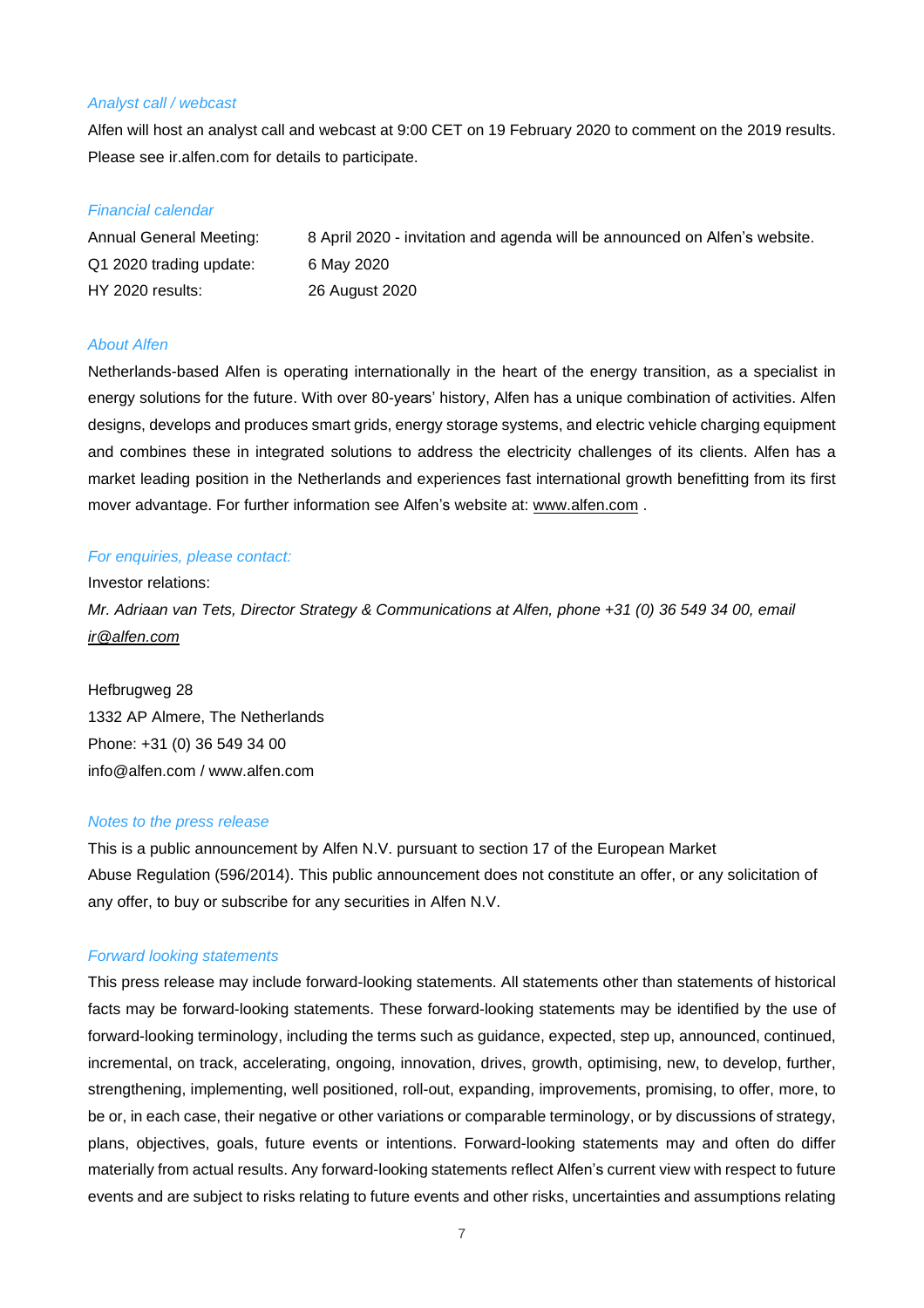*Analyst call / webcast*

Alfen will host an analyst call and webcast at 9:00 CET on 19 February 2020 to comment on the 2019 results. Please see ir.alfen.com for details to participate.

*Financial calendar*

| | |
|---|---|
| Annual General Meeting: | 8 April 2020 - invitation and agenda will be announced on Alfen's website. |
| Q1 2020 trading update: | 6 May 2020 |
| HY 2020 results: | 26 August 2020 |

*About Alfen*

Netherlands-based Alfen is operating internationally in the heart of the energy transition, as a specialist in energy solutions for the future. With over 80-years' history, Alfen has a unique combination of activities. Alfen designs, develops and produces smart grids, energy storage systems, and electric vehicle charging equipment and combines these in integrated solutions to address the electricity challenges of its clients. Alfen has a market leading position in the Netherlands and experiences fast international growth benefitting from its first mover advantage. For further information see Alfen's website at: www.alfen.com .

*For enquiries, please contact:*

Investor relations:

*Mr. Adriaan van Tets, Director Strategy & Communications at Alfen, phone +31 (0) 36 549 34 00, email ir@alfen.com*

Hefbrugweg 28
1332 AP Almere, The Netherlands
Phone: +31 (0) 36 549 34 00
info@alfen.com / www.alfen.com

*Notes to the press release*

This is a public announcement by Alfen N.V. pursuant to section 17 of the European Market Abuse Regulation (596/2014). This public announcement does not constitute an offer, or any solicitation of any offer, to buy or subscribe for any securities in Alfen N.V.

*Forward looking statements*

This press release may include forward-looking statements. All statements other than statements of historical facts may be forward-looking statements. These forward-looking statements may be identified by the use of forward-looking terminology, including the terms such as guidance, expected, step up, announced, continued, incremental, on track, accelerating, ongoing, innovation, drives, growth, optimising, new, to develop, further, strengthening, implementing, well positioned, roll-out, expanding, improvements, promising, to offer, more, to be or, in each case, their negative or other variations or comparable terminology, or by discussions of strategy, plans, objectives, goals, future events or intentions. Forward-looking statements may and often do differ materially from actual results. Any forward-looking statements reflect Alfen's current view with respect to future events and are subject to risks relating to future events and other risks, uncertainties and assumptions relating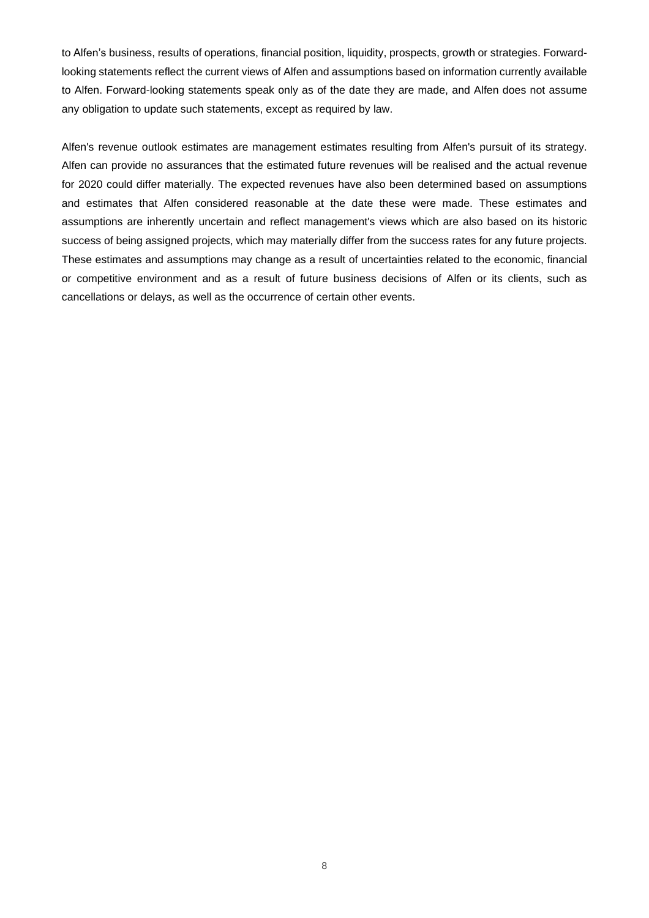to Alfen's business, results of operations, financial position, liquidity, prospects, growth or strategies. Forward-looking statements reflect the current views of Alfen and assumptions based on information currently available to Alfen. Forward-looking statements speak only as of the date they are made, and Alfen does not assume any obligation to update such statements, except as required by law.

Alfen's revenue outlook estimates are management estimates resulting from Alfen's pursuit of its strategy. Alfen can provide no assurances that the estimated future revenues will be realised and the actual revenue for 2020 could differ materially. The expected revenues have also been determined based on assumptions and estimates that Alfen considered reasonable at the date these were made. These estimates and assumptions are inherently uncertain and reflect management's views which are also based on its historic success of being assigned projects, which may materially differ from the success rates for any future projects. These estimates and assumptions may change as a result of uncertainties related to the economic, financial or competitive environment and as a result of future business decisions of Alfen or its clients, such as cancellations or delays, as well as the occurrence of certain other events.